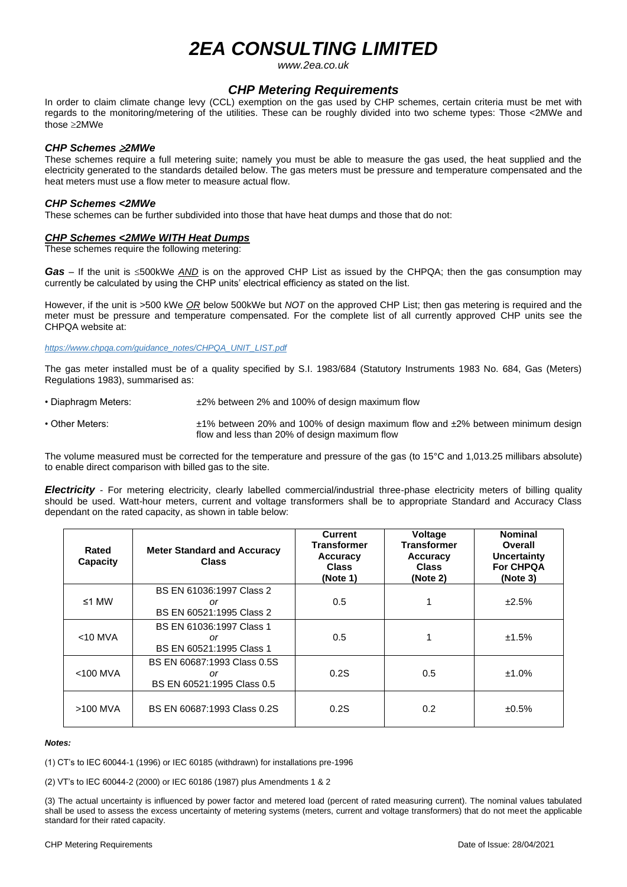# *2EA CONSULTING LIMITED*

*www.2ea.co.uk*

## *CHP Metering Requirements*

In order to claim climate change levy (CCL) exemption on the gas used by CHP schemes, certain criteria must be met with regards to the monitoring/metering of the utilities. These can be roughly divided into two scheme types: Those <2MWe and those ≥2MWe

### *CHP Schemes ≥2MWe*

These schemes require a full metering suite; namely you must be able to measure the gas used, the heat supplied and the electricity generated to the standards detailed below. The gas meters must be pressure and temperature compensated and the heat meters must use a flow meter to measure actual flow.

### *CHP Schemes <2MWe*

These schemes can be further subdivided into those that have heat dumps and those that do not:

### ***CHP Schemes <2MWe WITH Heat Dumps***

These schemes require the following metering:

***Gas*** – If the unit is ≤500kWe ***AND*** is on the approved CHP List as issued by the CHPQA; then the gas consumption may currently be calculated by using the CHP units' electrical efficiency as stated on the list.

However, if the unit is >500 kWe *OR* below 500kWe but *NOT* on the approved CHP List; then gas metering is required and the meter must be pressure and temperature compensated. For the complete list of all currently approved CHP units see the CHPQA website at:

*https://www.chpqa.com/guidance_notes/CHPQA_UNIT_LIST.pdf*

The gas meter installed must be of a quality specified by S.I. 1983/684 (Statutory Instruments 1983 No. 684, Gas (Meters) Regulations 1983), summarised as:

- Diaphragm Meters: ±2% between 2% and 100% of design maximum flow
- Other Meters: ±1% between 20% and 100% of design maximum flow and ±2% between minimum design flow and less than 20% of design maximum flow

The volume measured must be corrected for the temperature and pressure of the gas (to 15°C and 1,013.25 millibars absolute) to enable direct comparison with billed gas to the site.

***Electricity*** - For metering electricity, clearly labelled commercial/industrial three-phase electricity meters of billing quality should be used. Watt-hour meters, current and voltage transformers shall be to appropriate Standard and Accuracy Class dependant on the rated capacity, as shown in table below:

| Rated Capacity | Meter Standard and Accuracy Class | Current Transformer Accuracy Class (Note 1) | Voltage Transformer Accuracy Class (Note 2) | Nominal Overall Uncertainty For CHPQA (Note 3) |
|---|---|---|---|---|
| ≤1 MW | BS EN 61036:1997 Class 2 *or* BS EN 60521:1995 Class 2 | 0.5 | 1 | ±2.5% |
| <10 MVA | BS EN 61036:1997 Class 1 *or* BS EN 60521:1995 Class 1 | 0.5 | 1 | ±1.5% |
| <100 MVA | BS EN 60687:1993 Class 0.5S *or* BS EN 60521:1995 Class 0.5 | 0.2S | 0.5 | ±1.0% |
| >100 MVA | BS EN 60687:1993 Class 0.2S | 0.2S | 0.2 | ±0.5% |

***Notes:***

(1) CT's to IEC 60044-1 (1996) or IEC 60185 (withdrawn) for installations pre-1996

(2) VT's to IEC 60044-2 (2000) or IEC 60186 (1987) plus Amendments 1 & 2

(3) The actual uncertainty is influenced by power factor and metered load (percent of rated measuring current). The nominal values tabulated shall be used to assess the excess uncertainty of metering systems (meters, current and voltage transformers) that do not meet the applicable standard for their rated capacity.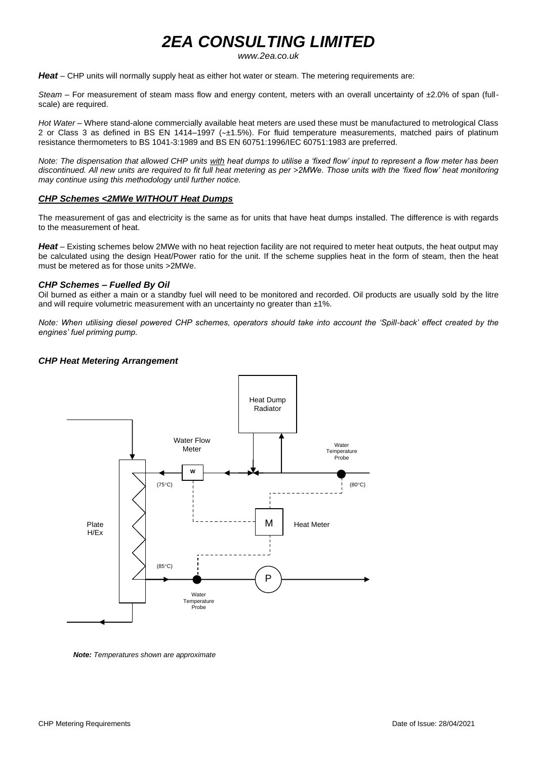# 2EA CONSULTING LIMITED

*www.2ea.co.uk*

***Heat*** – CHP units will normally supply heat as either hot water or steam. The metering requirements are:

*Steam* – For measurement of steam mass flow and energy content, meters with an overall uncertainty of ±2.0% of span (full-scale) are required.

*Hot Water* – Where stand-alone commercially available heat meters are used these must be manufactured to metrological Class 2 or Class 3 as defined in BS EN 1414–1997 (~±1.5%). For fluid temperature measurements, matched pairs of platinum resistance thermometers to BS 1041-3:1989 and BS EN 60751:1996/IEC 60751:1983 are preferred.

*Note: The dispensation that allowed CHP units with heat dumps to utilise a 'fixed flow' input to represent a flow meter has been discontinued. All new units are required to fit full heat metering as per >2MWe. Those units with the 'fixed flow' heat monitoring may continue using this methodology until further notice.*

### ***CHP Schemes <2MWe WITHOUT Heat Dumps***

The measurement of gas and electricity is the same as for units that have heat dumps installed. The difference is with regards to the measurement of heat.

***Heat*** – Existing schemes below 2MWe with no heat rejection facility are not required to meter heat outputs, the heat output may be calculated using the design Heat/Power ratio for the unit. If the scheme supplies heat in the form of steam, then the heat must be metered as for those units >2MWe.

### ***CHP Schemes – Fuelled By Oil***

Oil burned as either a main or a standby fuel will need to be monitored and recorded. Oil products are usually sold by the litre and will require volumetric measurement with an uncertainty no greater than ±1%.

*Note: When utilising diesel powered CHP schemes, operators should take into account the 'Spill-back' effect created by the engines' fuel priming pump.*

### ***CHP Heat Metering Arrangement***

Heat Dump Radiator

Water Flow Meter

W

Water Temperature Probe

(75°C)

(80°C)

Plate H/Ex

M

Heat Meter

(85°C)

P

Water Temperature Probe

***Note:*** *Temperatures shown are approximate*